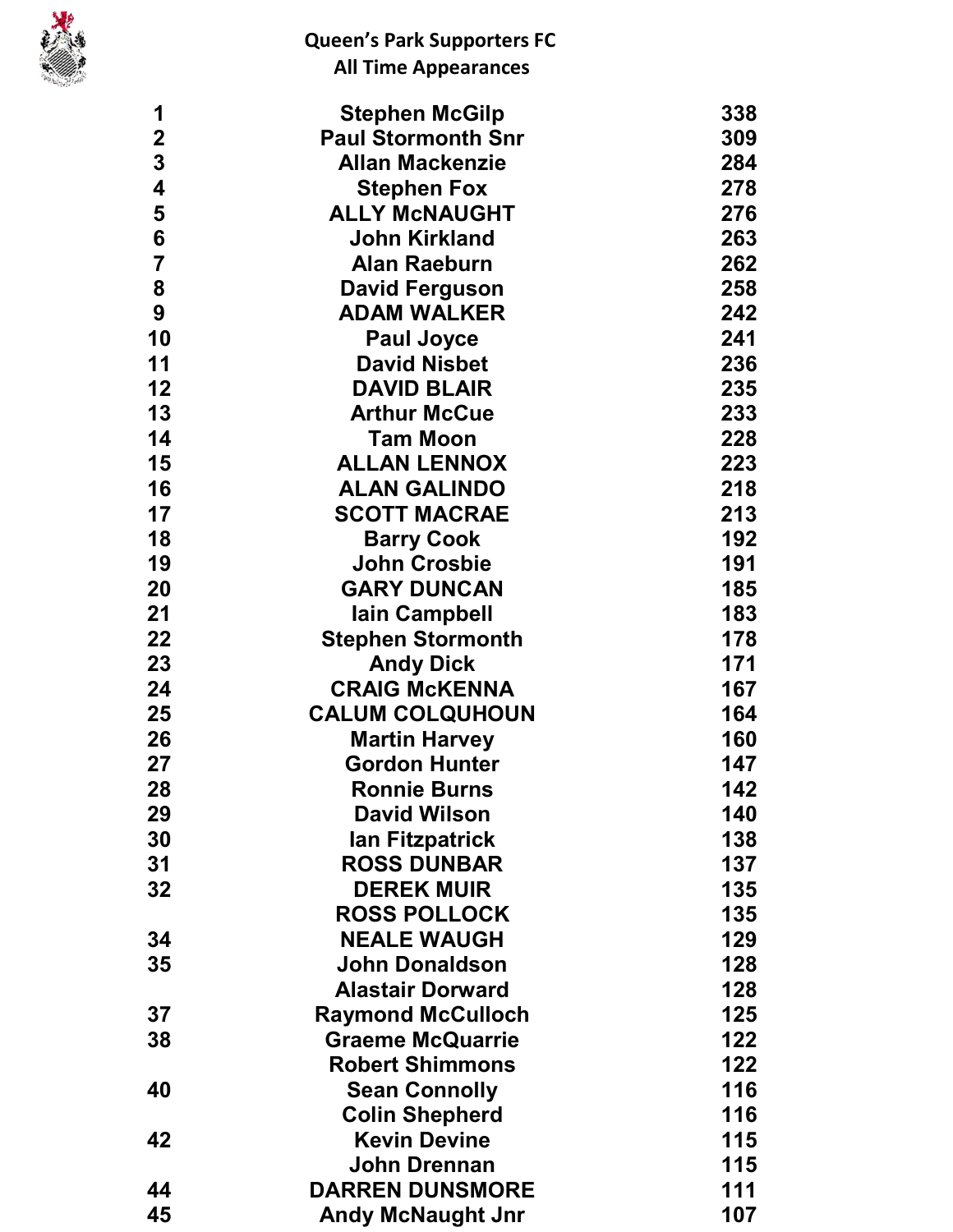# Queen's Park Supporters FC

## All Time Appearances

| | | |
|---|---|---|
| 1 | Stephen McGilp | 338 |
| 2 | Paul Stormonth Snr | 309 |
| 3 | Allan Mackenzie | 284 |
| 4 | Stephen Fox | 278 |
| 5 | ALLY McNAUGHT | 276 |
| 6 | John Kirkland | 263 |
| 7 | Alan Raeburn | 262 |
| 8 | David Ferguson | 258 |
| 9 | ADAM WALKER | 242 |
| 10 | Paul Joyce | 241 |
| 11 | David Nisbet | 236 |
| 12 | DAVID BLAIR | 235 |
| 13 | Arthur McCue | 233 |
| 14 | Tam Moon | 228 |
| 15 | ALLAN LENNOX | 223 |
| 16 | ALAN GALINDO | 218 |
| 17 | SCOTT MACRAE | 213 |
| 18 | Barry Cook | 192 |
| 19 | John Crosbie | 191 |
| 20 | GARY DUNCAN | 185 |
| 21 | Iain Campbell | 183 |
| 22 | Stephen Stormonth | 178 |
| 23 | Andy Dick | 171 |
| 24 | CRAIG McKENNA | 167 |
| 25 | CALUM COLQUHOUN | 164 |
| 26 | Martin Harvey | 160 |
| 27 | Gordon Hunter | 147 |
| 28 | Ronnie Burns | 142 |
| 29 | David Wilson | 140 |
| 30 | Ian Fitzpatrick | 138 |
| 31 | ROSS DUNBAR | 137 |
| 32 | DEREK MUIR | 135 |
| | ROSS POLLOCK | 135 |
| 34 | NEALE WAUGH | 129 |
| 35 | John Donaldson | 128 |
| | Alastair Dorward | 128 |
| 37 | Raymond McCulloch | 125 |
| 38 | Graeme McQuarrie | 122 |
| | Robert Shimmons | 122 |
| 40 | Sean Connolly | 116 |
| | Colin Shepherd | 116 |
| 42 | Kevin Devine | 115 |
| | John Drennan | 115 |
| 44 | DARREN DUNSMORE | 111 |
| 45 | Andy McNaught Jnr | 107 |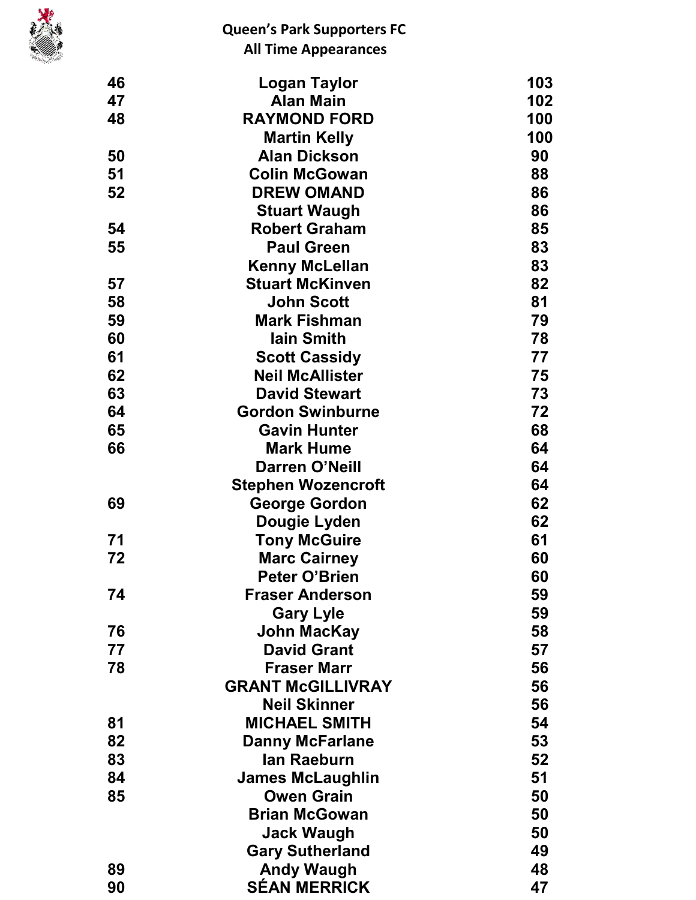**Queen's Park Supporters FC**
**All Time Appearances**

| | | |
|---|---|---|
| 46 | Logan Taylor | 103 |
| 47 | Alan Main | 102 |
| 48 | RAYMOND FORD | 100 |
| | Martin Kelly | 100 |
| 50 | Alan Dickson | 90 |
| 51 | Colin McGowan | 88 |
| 52 | DREW OMAND | 86 |
| | Stuart Waugh | 86 |
| 54 | Robert Graham | 85 |
| 55 | Paul Green | 83 |
| | Kenny McLellan | 83 |
| 57 | Stuart McKinven | 82 |
| 58 | John Scott | 81 |
| 59 | Mark Fishman | 79 |
| 60 | Iain Smith | 78 |
| 61 | Scott Cassidy | 77 |
| 62 | Neil McAllister | 75 |
| 63 | David Stewart | 73 |
| 64 | Gordon Swinburne | 72 |
| 65 | Gavin Hunter | 68 |
| 66 | Mark Hume | 64 |
| | Darren O'Neill | 64 |
| | Stephen Wozencroft | 64 |
| 69 | George Gordon | 62 |
| | Dougie Lyden | 62 |
| 71 | Tony McGuire | 61 |
| 72 | Marc Cairney | 60 |
| | Peter O'Brien | 60 |
| 74 | Fraser Anderson | 59 |
| | Gary Lyle | 59 |
| 76 | John MacKay | 58 |
| 77 | David Grant | 57 |
| 78 | Fraser Marr | 56 |
| | GRANT McGILLIVRAY | 56 |
| | Neil Skinner | 56 |
| 81 | MICHAEL SMITH | 54 |
| 82 | Danny McFarlane | 53 |
| 83 | Ian Raeburn | 52 |
| 84 | James McLaughlin | 51 |
| 85 | Owen Grain | 50 |
| | Brian McGowan | 50 |
| | Jack Waugh | 50 |
| | Gary Sutherland | 49 |
| 89 | Andy Waugh | 48 |
| 90 | SÉAN MERRICK | 47 |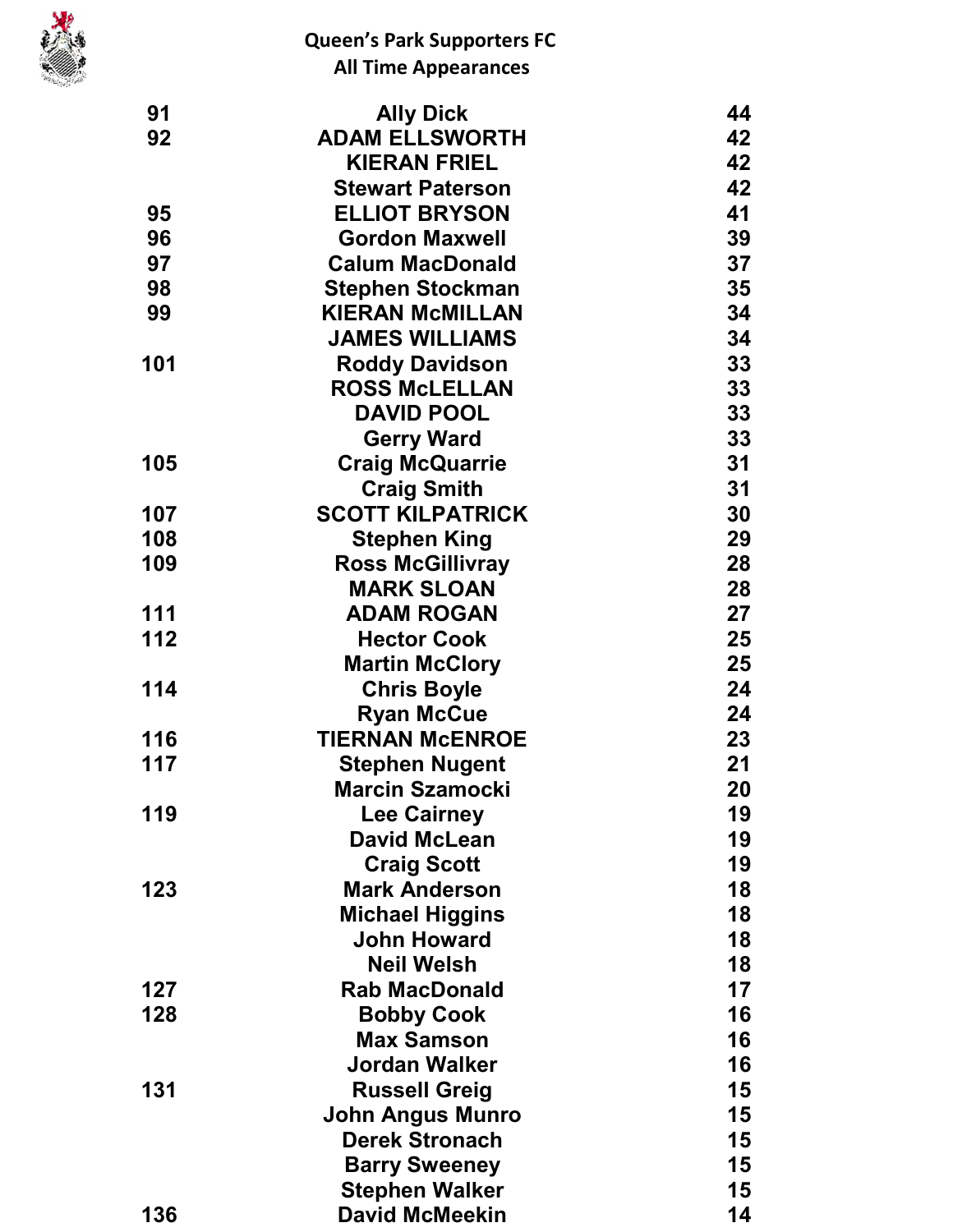Queen's Park Supporters FC
All Time Appearances

| | | |
|---|---|---|
| 91 | Ally Dick | 44 |
| 92 | ADAM ELLSWORTH | 42 |
| | KIERAN FRIEL | 42 |
| | Stewart Paterson | 42 |
| 95 | ELLIOT BRYSON | 41 |
| 96 | Gordon Maxwell | 39 |
| 97 | Calum MacDonald | 37 |
| 98 | Stephen Stockman | 35 |
| 99 | KIERAN McMILLAN | 34 |
| | JAMES WILLIAMS | 34 |
| 101 | Roddy Davidson | 33 |
| | ROSS McLELLAN | 33 |
| | DAVID POOL | 33 |
| | Gerry Ward | 33 |
| 105 | Craig McQuarrie | 31 |
| | Craig Smith | 31 |
| 107 | SCOTT KILPATRICK | 30 |
| 108 | Stephen King | 29 |
| 109 | Ross McGillivray | 28 |
| | MARK SLOAN | 28 |
| 111 | ADAM ROGAN | 27 |
| 112 | Hector Cook | 25 |
| | Martin McClory | 25 |
| 114 | Chris Boyle | 24 |
| | Ryan McCue | 24 |
| 116 | TIERNAN McENROE | 23 |
| 117 | Stephen Nugent | 21 |
| | Marcin Szamocki | 20 |
| 119 | Lee Cairney | 19 |
| | David McLean | 19 |
| | Craig Scott | 19 |
| 123 | Mark Anderson | 18 |
| | Michael Higgins | 18 |
| | John Howard | 18 |
| | Neil Welsh | 18 |
| 127 | Rab MacDonald | 17 |
| 128 | Bobby Cook | 16 |
| | Max Samson | 16 |
| | Jordan Walker | 16 |
| 131 | Russell Greig | 15 |
| | John Angus Munro | 15 |
| | Derek Stronach | 15 |
| | Barry Sweeney | 15 |
| | Stephen Walker | 15 |
| 136 | David McMeekin | 14 |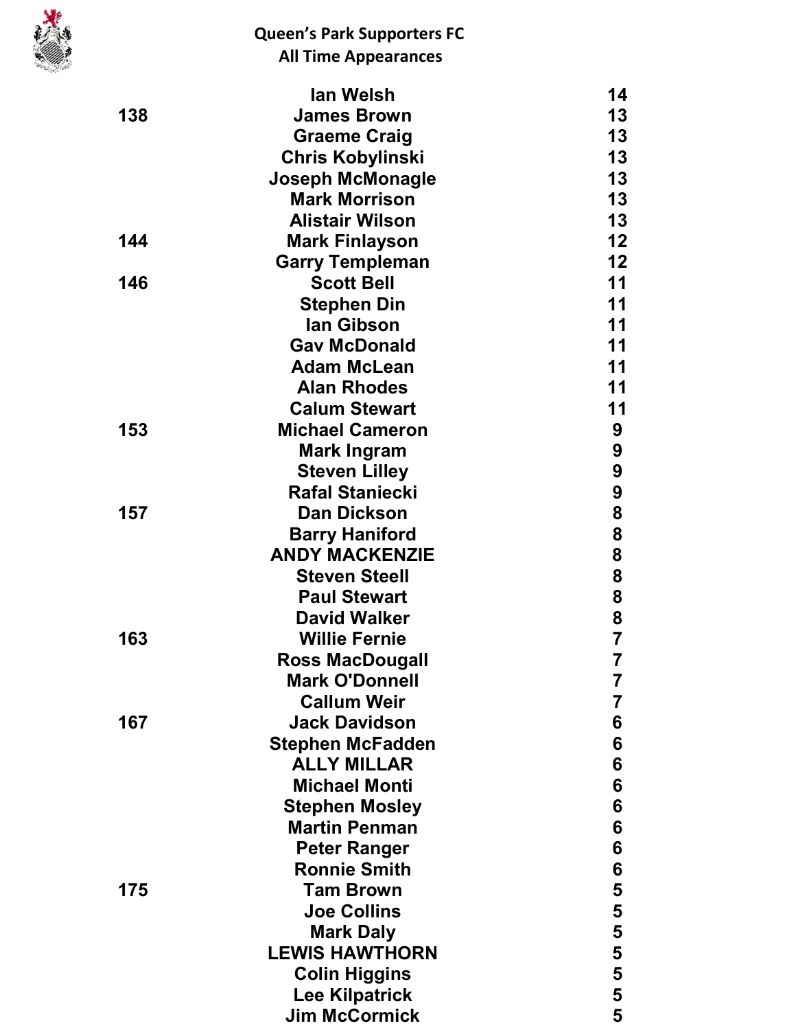# Queen's Park Supporters FC
## All Time Appearances

| | | |
|---|---|---|
| | Ian Welsh | 14 |
| 138 | James Brown | 13 |
| | Graeme Craig | 13 |
| | Chris Kobylinski | 13 |
| | Joseph McMonagle | 13 |
| | Mark Morrison | 13 |
| | Alistair Wilson | 13 |
| 144 | Mark Finlayson | 12 |
| | Garry Templeman | 12 |
| 146 | Scott Bell | 11 |
| | Stephen Din | 11 |
| | Ian Gibson | 11 |
| | Gav McDonald | 11 |
| | Adam McLean | 11 |
| | Alan Rhodes | 11 |
| | Calum Stewart | 11 |
| 153 | Michael Cameron | 9 |
| | Mark Ingram | 9 |
| | Steven Lilley | 9 |
| | Rafal Staniecki | 9 |
| 157 | Dan Dickson | 8 |
| | Barry Haniford | 8 |
| | ANDY MACKENZIE | 8 |
| | Steven Steell | 8 |
| | Paul Stewart | 8 |
| | David Walker | 8 |
| 163 | Willie Fernie | 7 |
| | Ross MacDougall | 7 |
| | Mark O'Donnell | 7 |
| | Callum Weir | 7 |
| 167 | Jack Davidson | 6 |
| | Stephen McFadden | 6 |
| | ALLY MILLAR | 6 |
| | Michael Monti | 6 |
| | Stephen Mosley | 6 |
| | Martin Penman | 6 |
| | Peter Ranger | 6 |
| | Ronnie Smith | 6 |
| 175 | Tam Brown | 5 |
| | Joe Collins | 5 |
| | Mark Daly | 5 |
| | LEWIS HAWTHORN | 5 |
| | Colin Higgins | 5 |
| | Lee Kilpatrick | 5 |
| | Jim McCormick | 5 |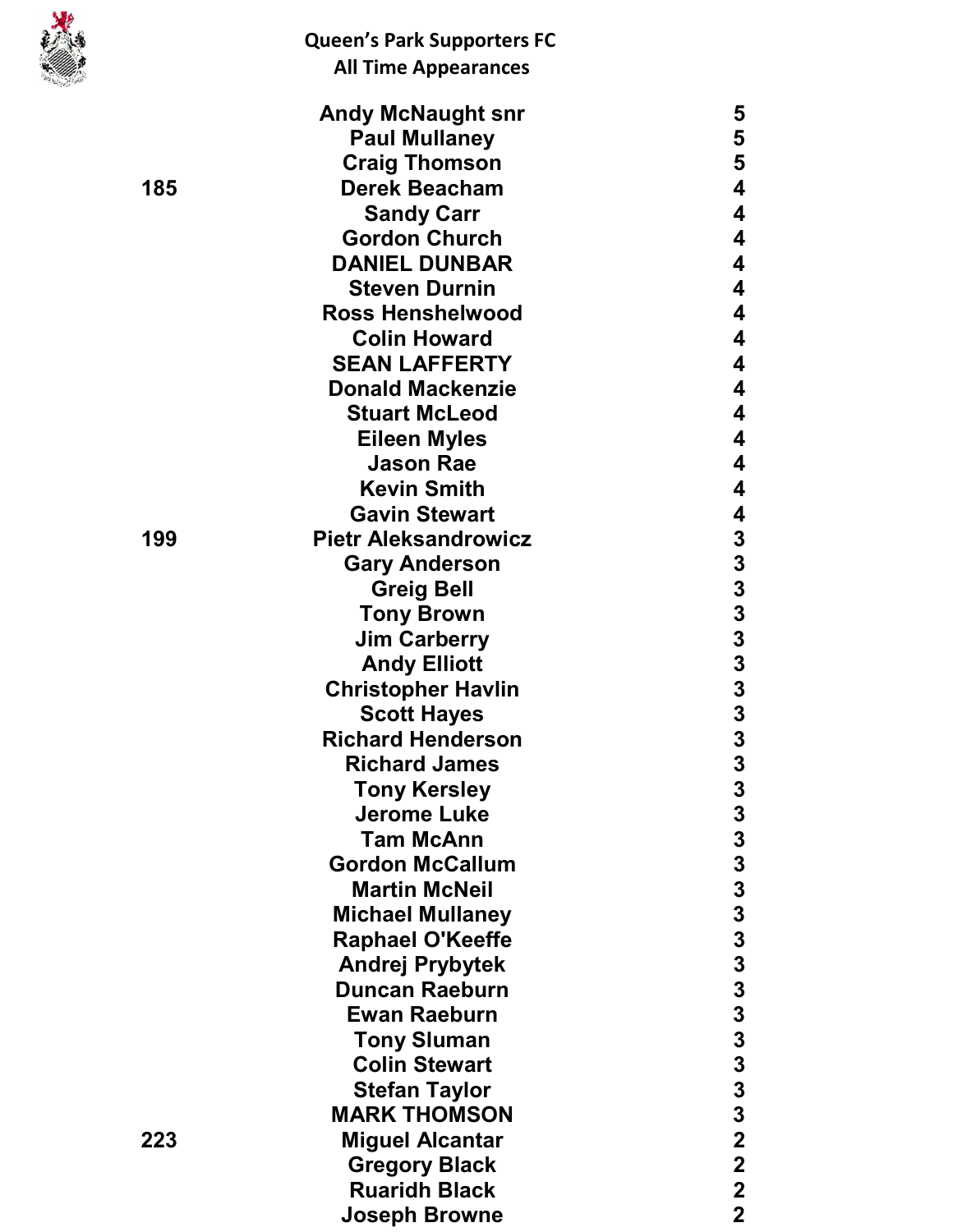Queen's Park Supporters FC
All Time Appearances

| Rank | Name | Appearances |
|---|---|---|
| | Andy McNaught snr | 5 |
| | Paul Mullaney | 5 |
| | Craig Thomson | 5 |
| 185 | Derek Beacham | 4 |
| | Sandy Carr | 4 |
| | Gordon Church | 4 |
| | DANIEL DUNBAR | 4 |
| | Steven Durnin | 4 |
| | Ross Henshelwood | 4 |
| | Colin Howard | 4 |
| | SEAN LAFFERTY | 4 |
| | Donald Mackenzie | 4 |
| | Stuart McLeod | 4 |
| | Eileen Myles | 4 |
| | Jason Rae | 4 |
| | Kevin Smith | 4 |
| | Gavin Stewart | 4 |
| 199 | Pietr Aleksandrowicz | 3 |
| | Gary Anderson | 3 |
| | Greig Bell | 3 |
| | Tony Brown | 3 |
| | Jim Carberry | 3 |
| | Andy Elliott | 3 |
| | Christopher Havlin | 3 |
| | Scott Hayes | 3 |
| | Richard Henderson | 3 |
| | Richard James | 3 |
| | Tony Kersley | 3 |
| | Jerome Luke | 3 |
| | Tam McAnn | 3 |
| | Gordon McCallum | 3 |
| | Martin McNeil | 3 |
| | Michael Mullaney | 3 |
| | Raphael O'Keeffe | 3 |
| | Andrej Prybytek | 3 |
| | Duncan Raeburn | 3 |
| | Ewan Raeburn | 3 |
| | Tony Sluman | 3 |
| | Colin Stewart | 3 |
| | Stefan Taylor | 3 |
| | MARK THOMSON | 3 |
| 223 | Miguel Alcantar | 2 |
| | Gregory Black | 2 |
| | Ruaridh Black | 2 |
| | Joseph Browne | 2 |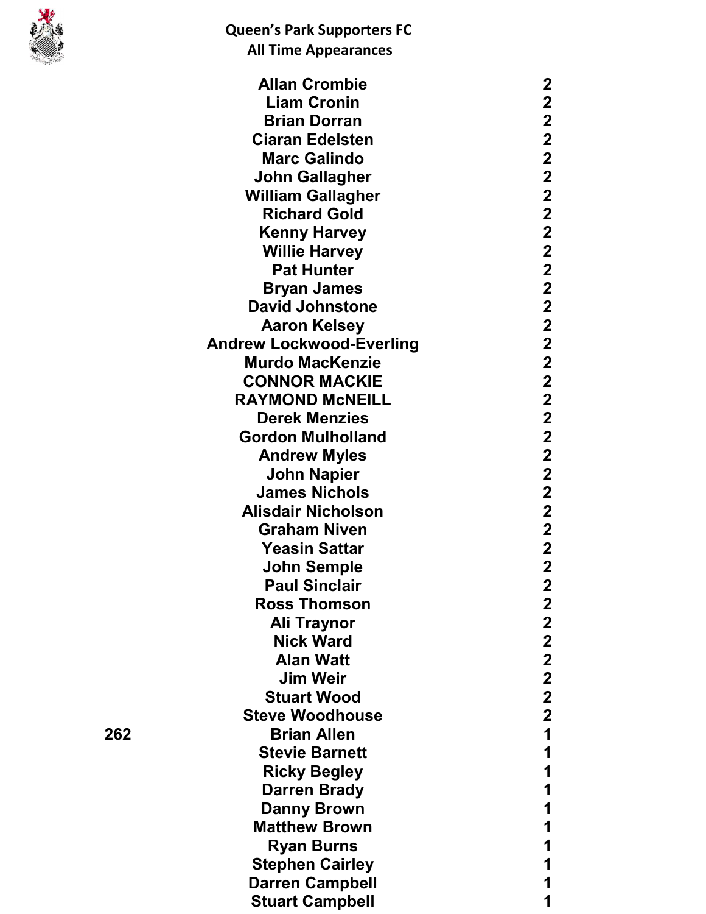Queen's Park Supporters FC
All Time Appearances

| | Name | Apps |
|---|---|---|
| | Allan Crombie | 2 |
| | Liam Cronin | 2 |
| | Brian Dorran | 2 |
| | Ciaran Edelsten | 2 |
| | Marc Galindo | 2 |
| | John Gallagher | 2 |
| | William Gallagher | 2 |
| | Richard Gold | 2 |
| | Kenny Harvey | 2 |
| | Willie Harvey | 2 |
| | Pat Hunter | 2 |
| | Bryan James | 2 |
| | David Johnstone | 2 |
| | Aaron Kelsey | 2 |
| | Andrew Lockwood-Everling | 2 |
| | Murdo MacKenzie | 2 |
| | CONNOR MACKIE | 2 |
| | RAYMOND McNEILL | 2 |
| | Derek Menzies | 2 |
| | Gordon Mulholland | 2 |
| | Andrew Myles | 2 |
| | John Napier | 2 |
| | James Nichols | 2 |
| | Alisdair Nicholson | 2 |
| | Graham Niven | 2 |
| | Yeasin Sattar | 2 |
| | John Semple | 2 |
| | Paul Sinclair | 2 |
| | Ross Thomson | 2 |
| | Ali Traynor | 2 |
| | Nick Ward | 2 |
| | Alan Watt | 2 |
| | Jim Weir | 2 |
| | Stuart Wood | 2 |
| | Steve Woodhouse | 2 |
| 262 | Brian Allen | 1 |
| | Stevie Barnett | 1 |
| | Ricky Begley | 1 |
| | Darren Brady | 1 |
| | Danny Brown | 1 |
| | Matthew Brown | 1 |
| | Ryan Burns | 1 |
| | Stephen Cairley | 1 |
| | Darren Campbell | 1 |
| | Stuart Campbell | 1 |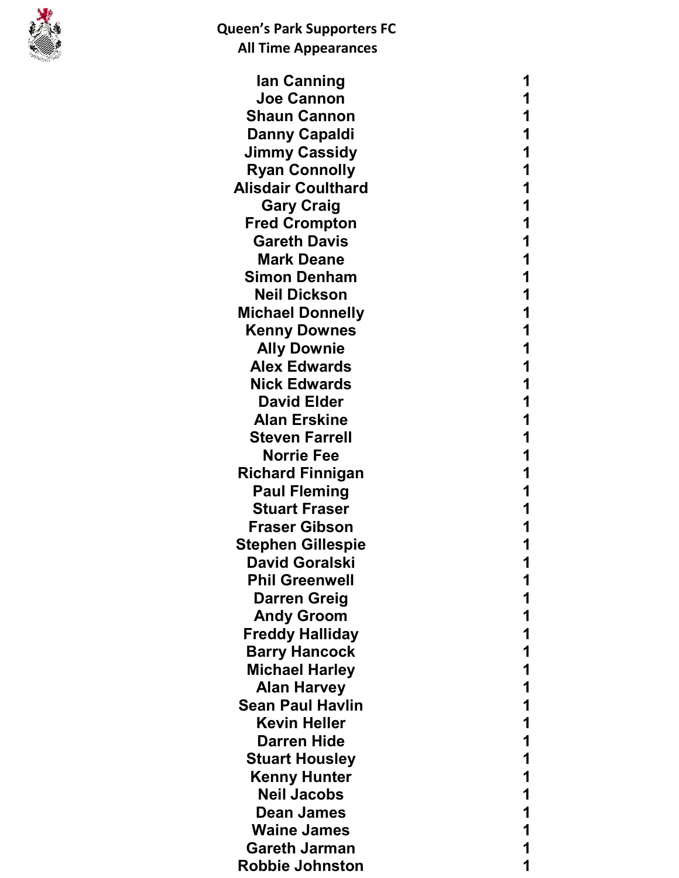# Queen's Park Supporters FC
## All Time Appearances

| Name | Appearances |
|---|---|
| Ian Canning | 1 |
| Joe Cannon | 1 |
| Shaun Cannon | 1 |
| Danny Capaldi | 1 |
| Jimmy Cassidy | 1 |
| Ryan Connolly | 1 |
| Alisdair Coulthard | 1 |
| Gary Craig | 1 |
| Fred Crompton | 1 |
| Gareth Davis | 1 |
| Mark Deane | 1 |
| Simon Denham | 1 |
| Neil Dickson | 1 |
| Michael Donnelly | 1 |
| Kenny Downes | 1 |
| Ally Downie | 1 |
| Alex Edwards | 1 |
| Nick Edwards | 1 |
| David Elder | 1 |
| Alan Erskine | 1 |
| Steven Farrell | 1 |
| Norrie Fee | 1 |
| Richard Finnigan | 1 |
| Paul Fleming | 1 |
| Stuart Fraser | 1 |
| Fraser Gibson | 1 |
| Stephen Gillespie | 1 |
| David Goralski | 1 |
| Phil Greenwell | 1 |
| Darren Greig | 1 |
| Andy Groom | 1 |
| Freddy Halliday | 1 |
| Barry Hancock | 1 |
| Michael Harley | 1 |
| Alan Harvey | 1 |
| Sean Paul Havlin | 1 |
| Kevin Heller | 1 |
| Darren Hide | 1 |
| Stuart Housley | 1 |
| Kenny Hunter | 1 |
| Neil Jacobs | 1 |
| Dean James | 1 |
| Waine James | 1 |
| Gareth Jarman | 1 |
| Robbie Johnston | 1 |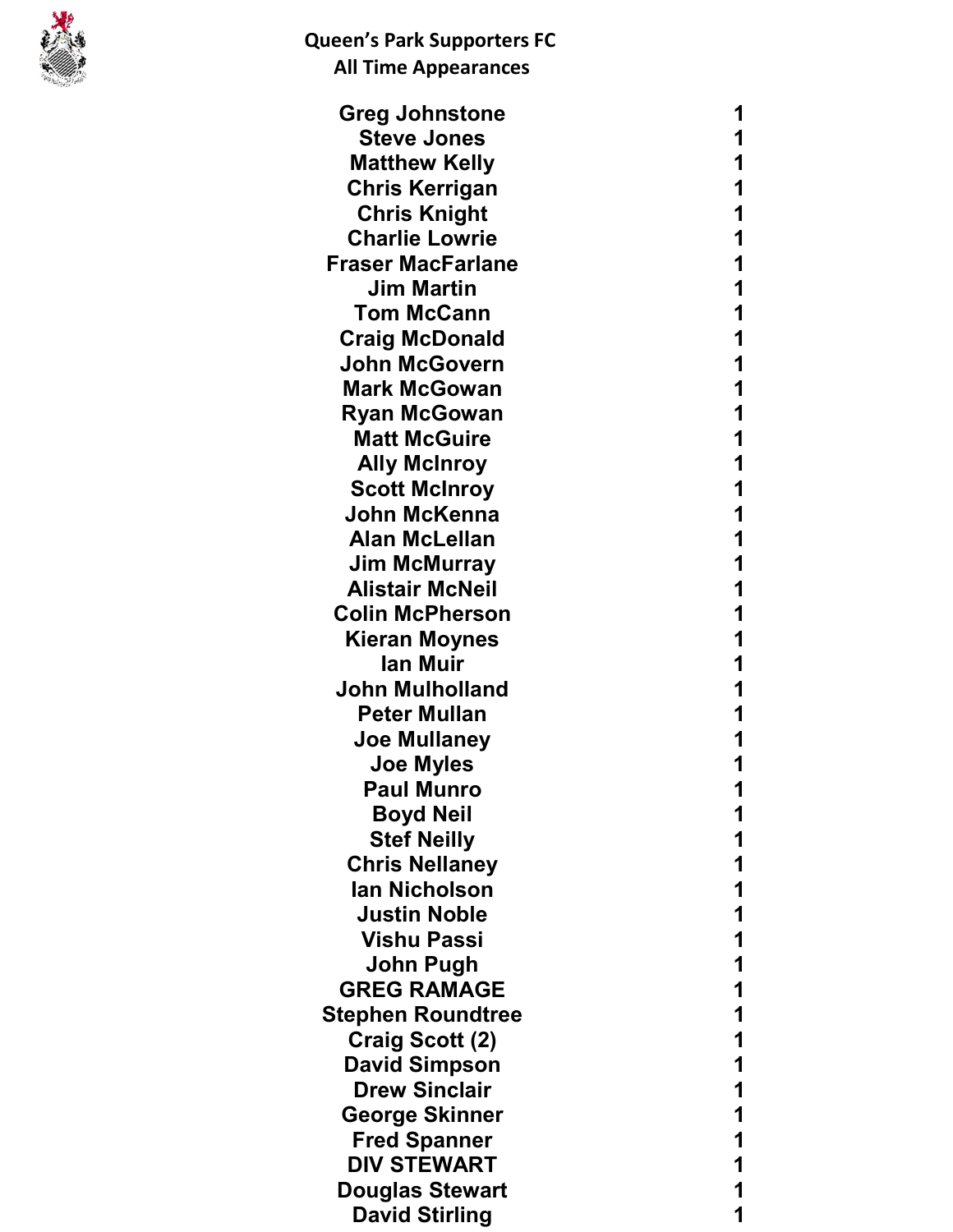# Queen's Park Supporters FC
## All Time Appearances

| Name | Appearances |
|---|---|
| Greg Johnstone | 1 |
| Steve Jones | 1 |
| Matthew Kelly | 1 |
| Chris Kerrigan | 1 |
| Chris Knight | 1 |
| Charlie Lowrie | 1 |
| Fraser MacFarlane | 1 |
| Jim Martin | 1 |
| Tom McCann | 1 |
| Craig McDonald | 1 |
| John McGovern | 1 |
| Mark McGowan | 1 |
| Ryan McGowan | 1 |
| Matt McGuire | 1 |
| Ally McInroy | 1 |
| Scott McInroy | 1 |
| John McKenna | 1 |
| Alan McLellan | 1 |
| Jim McMurray | 1 |
| Alistair McNeil | 1 |
| Colin McPherson | 1 |
| Kieran Moynes | 1 |
| Ian Muir | 1 |
| John Mulholland | 1 |
| Peter Mullan | 1 |
| Joe Mullaney | 1 |
| Joe Myles | 1 |
| Paul Munro | 1 |
| Boyd Neil | 1 |
| Stef Neilly | 1 |
| Chris Nellaney | 1 |
| Ian Nicholson | 1 |
| Justin Noble | 1 |
| Vishu Passi | 1 |
| John Pugh | 1 |
| GREG RAMAGE | 1 |
| Stephen Roundtree | 1 |
| Craig Scott (2) | 1 |
| David Simpson | 1 |
| Drew Sinclair | 1 |
| George Skinner | 1 |
| Fred Spanner | 1 |
| DIV STEWART | 1 |
| Douglas Stewart | 1 |
| David Stirling | 1 |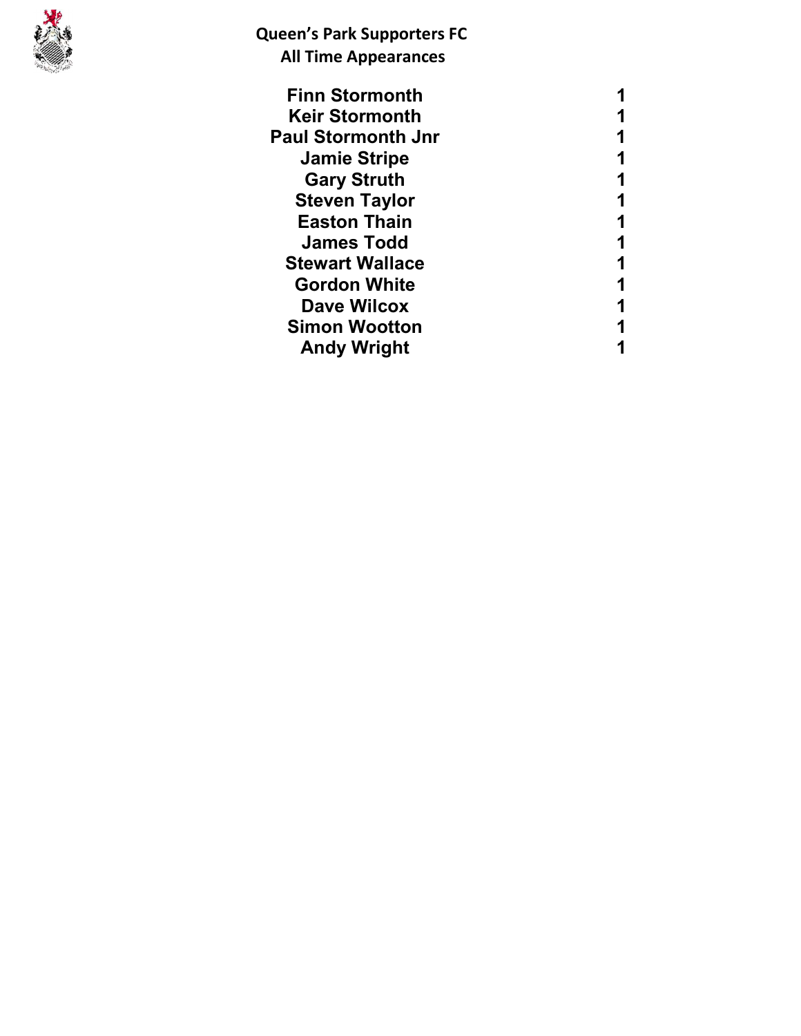# Queen's Park Supporters FC
## All Time Appearances

| | |
|---|---|
| Finn Stormonth | 1 |
| Keir Stormonth | 1 |
| Paul Stormonth Jnr | 1 |
| Jamie Stripe | 1 |
| Gary Struth | 1 |
| Steven Taylor | 1 |
| Easton Thain | 1 |
| James Todd | 1 |
| Stewart Wallace | 1 |
| Gordon White | 1 |
| Dave Wilcox | 1 |
| Simon Wootton | 1 |
| Andy Wright | 1 |